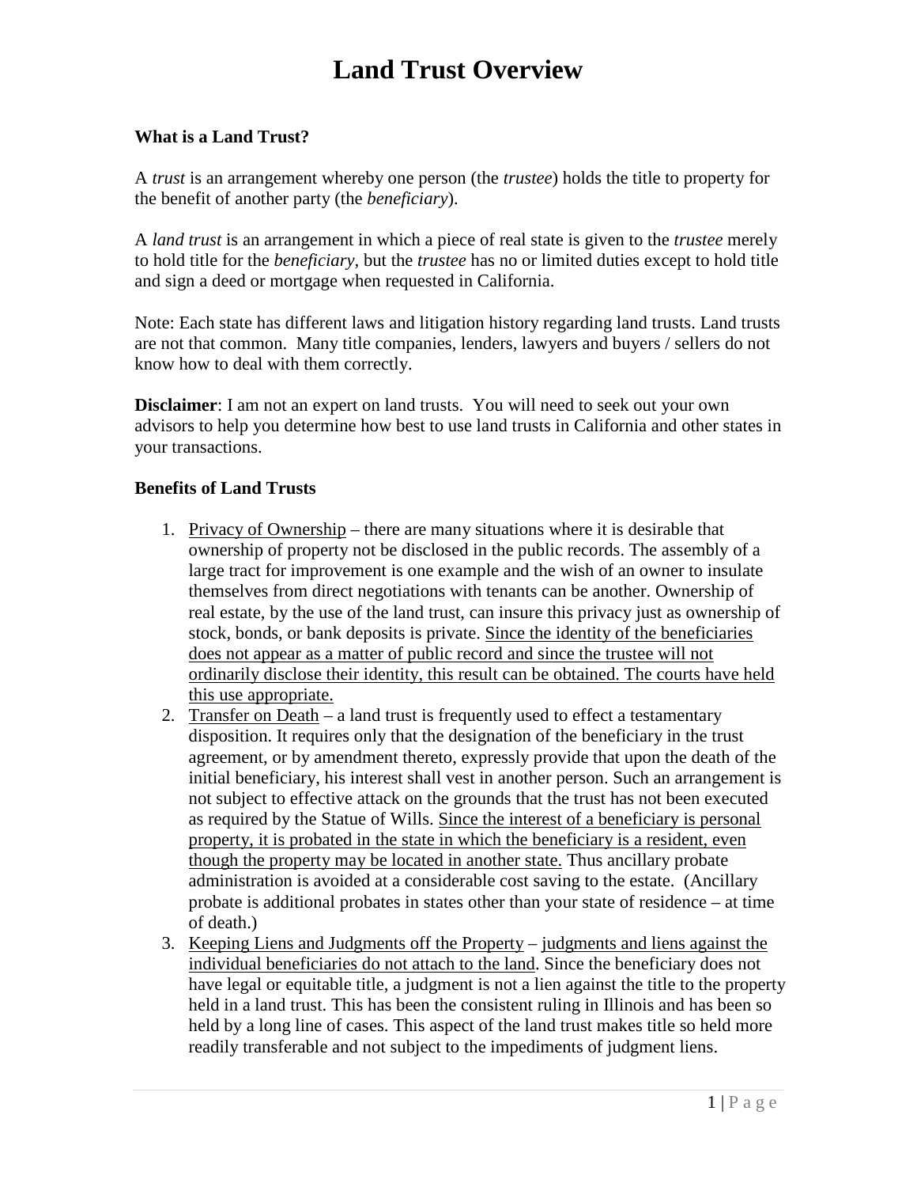# Land Trust Overview

**What is a Land Trust?**

A *trust* is an arrangement whereby one person (the *trustee*) holds the title to property for the benefit of another party (the *beneficiary*).

A *land trust* is an arrangement in which a piece of real state is given to the *trustee* merely to hold title for the *beneficiary*, but the *trustee* has no or limited duties except to hold title and sign a deed or mortgage when requested in California.

Note: Each state has different laws and litigation history regarding land trusts. Land trusts are not that common. Many title companies, lenders, lawyers and buyers / sellers do not know how to deal with them correctly.

**Disclaimer**: I am not an expert on land trusts. You will need to seek out your own advisors to help you determine how best to use land trusts in California and other states in your transactions.

**Benefits of Land Trusts**

1. <u>Privacy of Ownership</u> – there are many situations where it is desirable that ownership of property not be disclosed in the public records. The assembly of a large tract for improvement is one example and the wish of an owner to insulate themselves from direct negotiations with tenants can be another. Ownership of real estate, by the use of the land trust, can insure this privacy just as ownership of stock, bonds, or bank deposits is private. <u>Since the identity of the beneficiaries does not appear as a matter of public record and since the trustee will not ordinarily disclose their identity, this result can be obtained. The courts have held this use appropriate.</u>
2. <u>Transfer on Death</u> – a land trust is frequently used to effect a testamentary disposition. It requires only that the designation of the beneficiary in the trust agreement, or by amendment thereto, expressly provide that upon the death of the initial beneficiary, his interest shall vest in another person. Such an arrangement is not subject to effective attack on the grounds that the trust has not been executed as required by the Statue of Wills. <u>Since the interest of a beneficiary is personal property, it is probated in the state in which the beneficiary is a resident, even though the property may be located in another state.</u> Thus ancillary probate administration is avoided at a considerable cost saving to the estate. (Ancillary probate is additional probates in states other than your state of residence – at time of death.)
3. <u>Keeping Liens and Judgments off the Property</u> – <u>judgments and liens against the individual beneficiaries do not attach to the land</u>. Since the beneficiary does not have legal or equitable title, a judgment is not a lien against the title to the property held in a land trust. This has been the consistent ruling in Illinois and has been so held by a long line of cases. This aspect of the land trust makes title so held more readily transferable and not subject to the impediments of judgment liens.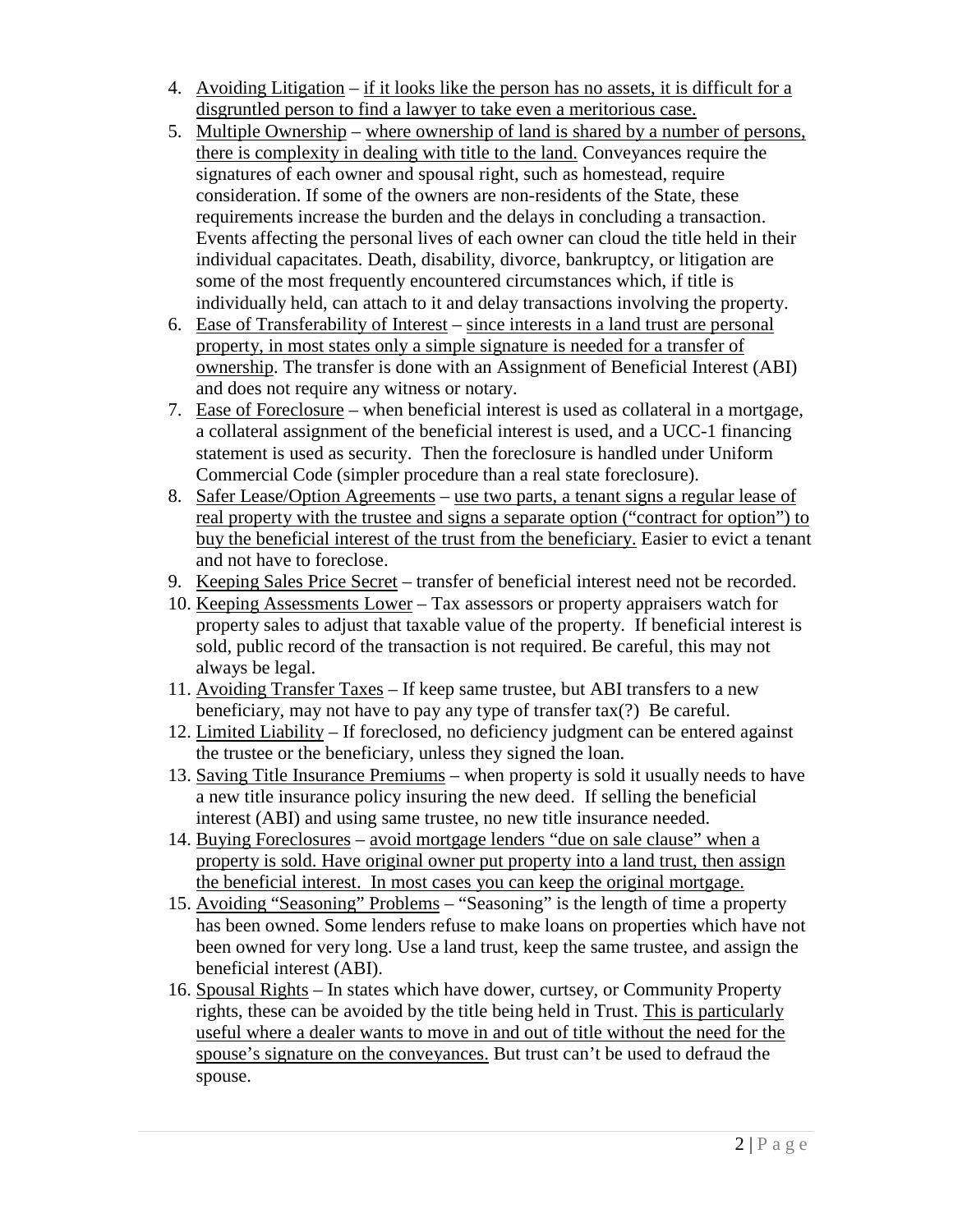4. Avoiding Litigation – if it looks like the person has no assets, it is difficult for a disgruntled person to find a lawyer to take even a meritorious case.
5. Multiple Ownership – where ownership of land is shared by a number of persons, there is complexity in dealing with title to the land. Conveyances require the signatures of each owner and spousal right, such as homestead, require consideration. If some of the owners are non-residents of the State, these requirements increase the burden and the delays in concluding a transaction. Events affecting the personal lives of each owner can cloud the title held in their individual capacitates. Death, disability, divorce, bankruptcy, or litigation are some of the most frequently encountered circumstances which, if title is individually held, can attach to it and delay transactions involving the property.
6. Ease of Transferability of Interest – since interests in a land trust are personal property, in most states only a simple signature is needed for a transfer of ownership. The transfer is done with an Assignment of Beneficial Interest (ABI) and does not require any witness or notary.
7. Ease of Foreclosure – when beneficial interest is used as collateral in a mortgage, a collateral assignment of the beneficial interest is used, and a UCC-1 financing statement is used as security. Then the foreclosure is handled under Uniform Commercial Code (simpler procedure than a real state foreclosure).
8. Safer Lease/Option Agreements – use two parts, a tenant signs a regular lease of real property with the trustee and signs a separate option ("contract for option") to buy the beneficial interest of the trust from the beneficiary. Easier to evict a tenant and not have to foreclose.
9. Keeping Sales Price Secret – transfer of beneficial interest need not be recorded.
10. Keeping Assessments Lower – Tax assessors or property appraisers watch for property sales to adjust that taxable value of the property. If beneficial interest is sold, public record of the transaction is not required. Be careful, this may not always be legal.
11. Avoiding Transfer Taxes – If keep same trustee, but ABI transfers to a new beneficiary, may not have to pay any type of transfer tax(?) Be careful.
12. Limited Liability – If foreclosed, no deficiency judgment can be entered against the trustee or the beneficiary, unless they signed the loan.
13. Saving Title Insurance Premiums – when property is sold it usually needs to have a new title insurance policy insuring the new deed. If selling the beneficial interest (ABI) and using same trustee, no new title insurance needed.
14. Buying Foreclosures – avoid mortgage lenders "due on sale clause" when a property is sold. Have original owner put property into a land trust, then assign the beneficial interest. In most cases you can keep the original mortgage.
15. Avoiding "Seasoning" Problems – "Seasoning" is the length of time a property has been owned. Some lenders refuse to make loans on properties which have not been owned for very long. Use a land trust, keep the same trustee, and assign the beneficial interest (ABI).
16. Spousal Rights – In states which have dower, curtsey, or Community Property rights, these can be avoided by the title being held in Trust. This is particularly useful where a dealer wants to move in and out of title without the need for the spouse's signature on the conveyances. But trust can't be used to defraud the spouse.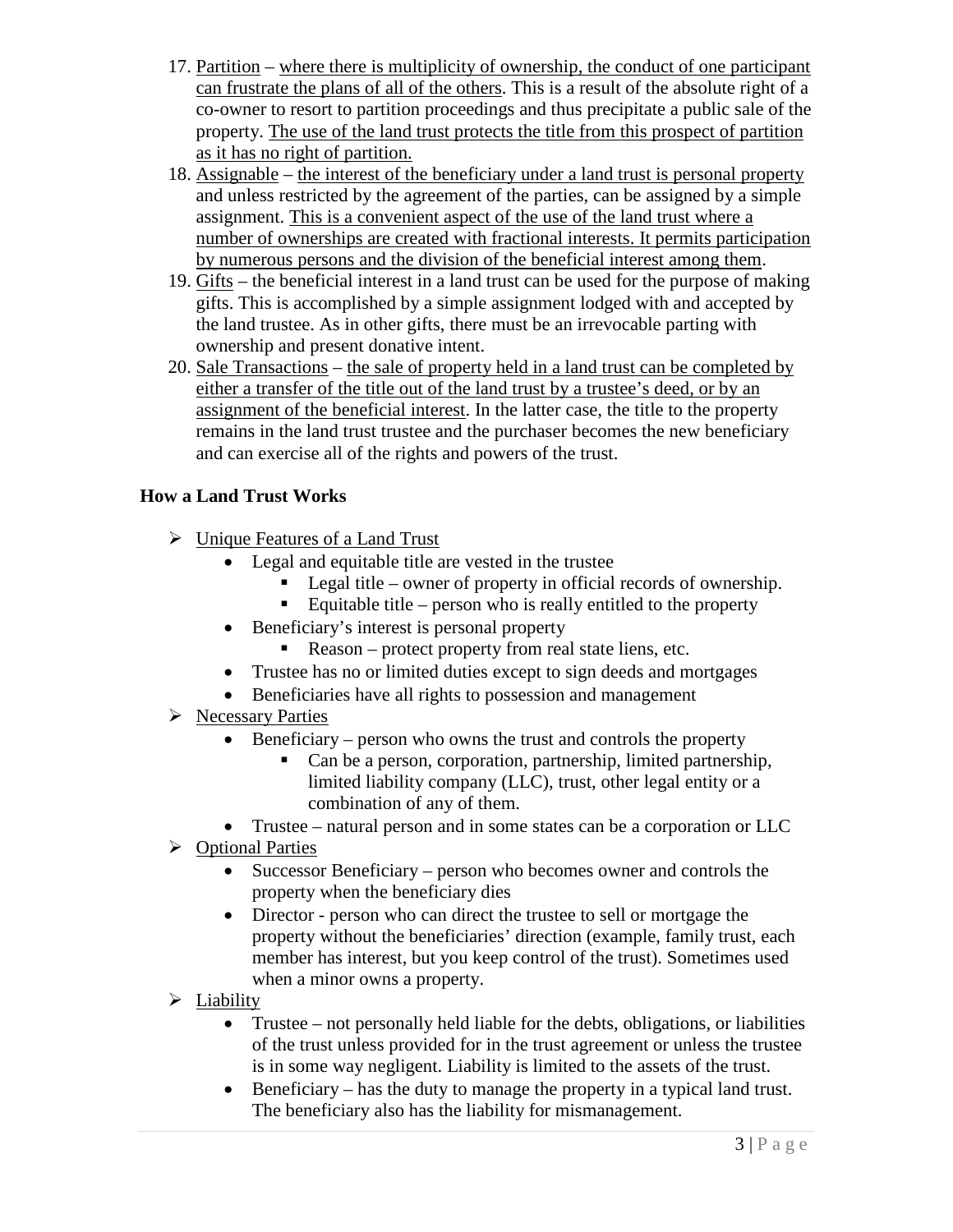17. <u>Partition</u> – <u>where there is multiplicity of ownership, the conduct of one participant can frustrate the plans of all of the others</u>. This is a result of the absolute right of a co-owner to resort to partition proceedings and thus precipitate a public sale of the property. <u>The use of the land trust protects the title from this prospect of partition as it has no right of partition.</u>
18. <u>Assignable</u> – <u>the interest of the beneficiary under a land trust is personal property</u> and unless restricted by the agreement of the parties, can be assigned by a simple assignment. <u>This is a convenient aspect of the use of the land trust where a number of ownerships are created with fractional interests. It permits participation by numerous persons and the division of the beneficial interest among them</u>.
19. <u>Gifts</u> – the beneficial interest in a land trust can be used for the purpose of making gifts. This is accomplished by a simple assignment lodged with and accepted by the land trustee. As in other gifts, there must be an irrevocable parting with ownership and present donative intent.
20. <u>Sale Transactions</u> – <u>the sale of property held in a land trust can be completed by either a transfer of the title out of the land trust by a trustee's deed, or by an assignment of the beneficial interest</u>. In the latter case, the title to the property remains in the land trust trustee and the purchaser becomes the new beneficiary and can exercise all of the rights and powers of the trust.

**How a Land Trust Works**

- <u>Unique Features of a Land Trust</u>
  - Legal and equitable title are vested in the trustee
    - Legal title – owner of property in official records of ownership.
    - Equitable title – person who is really entitled to the property
  - Beneficiary's interest is personal property
    - Reason – protect property from real state liens, etc.
  - Trustee has no or limited duties except to sign deeds and mortgages
  - Beneficiaries have all rights to possession and management
- <u>Necessary Parties</u>
  - Beneficiary – person who owns the trust and controls the property
    - Can be a person, corporation, partnership, limited partnership, limited liability company (LLC), trust, other legal entity or a combination of any of them.
  - Trustee – natural person and in some states can be a corporation or LLC
- <u>Optional Parties</u>
  - Successor Beneficiary – person who becomes owner and controls the property when the beneficiary dies
  - Director - person who can direct the trustee to sell or mortgage the property without the beneficiaries' direction (example, family trust, each member has interest, but you keep control of the trust). Sometimes used when a minor owns a property.
- <u>Liability</u>
  - Trustee – not personally held liable for the debts, obligations, or liabilities of the trust unless provided for in the trust agreement or unless the trustee is in some way negligent. Liability is limited to the assets of the trust.
  - Beneficiary – has the duty to manage the property in a typical land trust. The beneficiary also has the liability for mismanagement.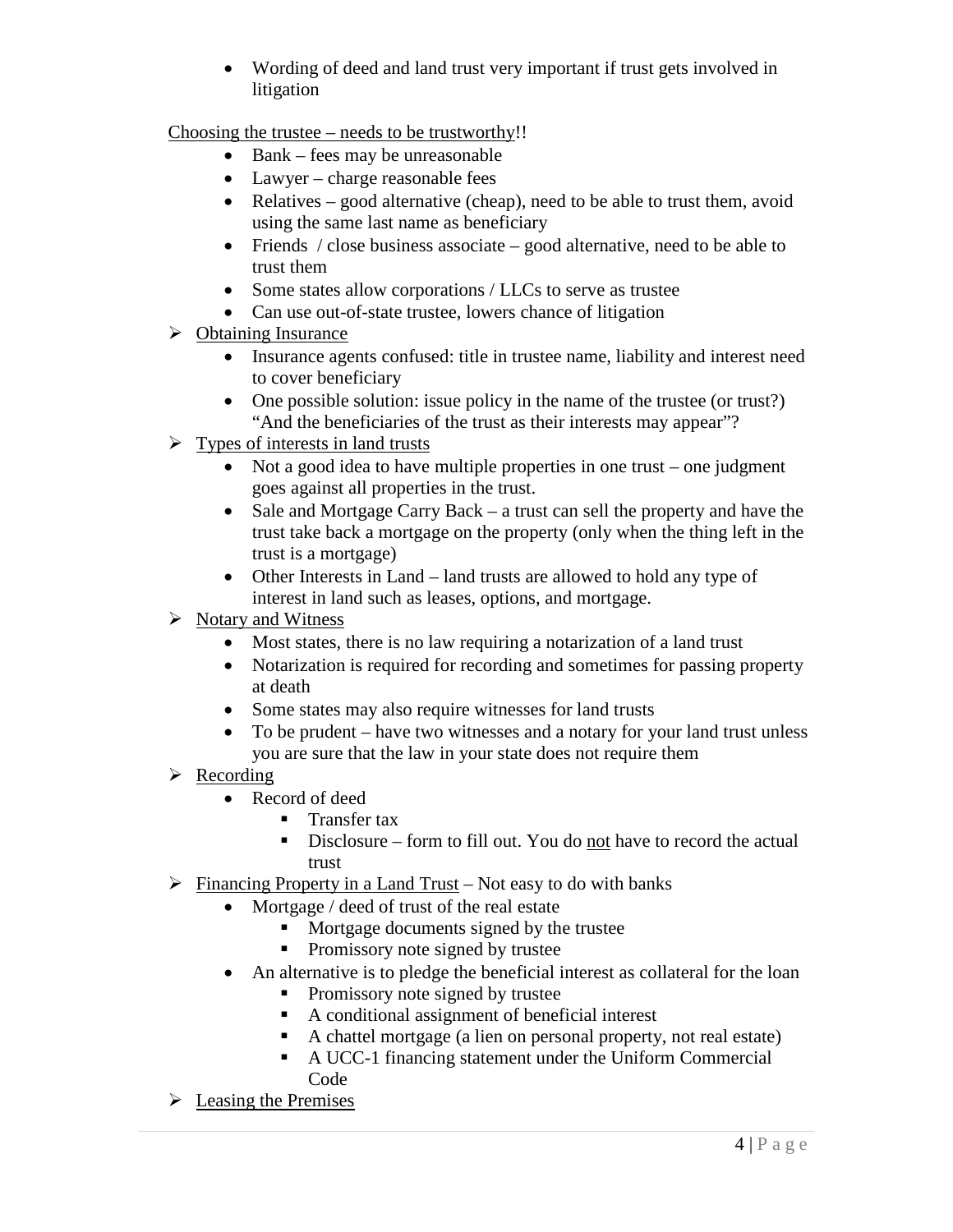- Wording of deed and land trust very important if trust gets involved in litigation

Choosing the trustee – needs to be trustworthy!!

- Bank – fees may be unreasonable
- Lawyer – charge reasonable fees
- Relatives – good alternative (cheap), need to be able to trust them, avoid using the same last name as beneficiary
- Friends / close business associate – good alternative, need to be able to trust them
- Some states allow corporations / LLCs to serve as trustee
- Can use out-of-state trustee, lowers chance of litigation

➢ Obtaining Insurance
  - Insurance agents confused: title in trustee name, liability and interest need to cover beneficiary
  - One possible solution: issue policy in the name of the trustee (or trust?) "And the beneficiaries of the trust as their interests may appear"?

➢ Types of interests in land trusts
  - Not a good idea to have multiple properties in one trust – one judgment goes against all properties in the trust.
  - Sale and Mortgage Carry Back – a trust can sell the property and have the trust take back a mortgage on the property (only when the thing left in the trust is a mortgage)
  - Other Interests in Land – land trusts are allowed to hold any type of interest in land such as leases, options, and mortgage.

➢ Notary and Witness
  - Most states, there is no law requiring a notarization of a land trust
  - Notarization is required for recording and sometimes for passing property at death
  - Some states may also require witnesses for land trusts
  - To be prudent – have two witnesses and a notary for your land trust unless you are sure that the law in your state does not require them

➢ Recording
  - Record of deed
    - Transfer tax
    - Disclosure – form to fill out. You do not have to record the actual trust

➢ Financing Property in a Land Trust – Not easy to do with banks
  - Mortgage / deed of trust of the real estate
    - Mortgage documents signed by the trustee
    - Promissory note signed by trustee
  - An alternative is to pledge the beneficial interest as collateral for the loan
    - Promissory note signed by trustee
    - A conditional assignment of beneficial interest
    - A chattel mortgage (a lien on personal property, not real estate)
    - A UCC-1 financing statement under the Uniform Commercial Code

➢ Leasing the Premises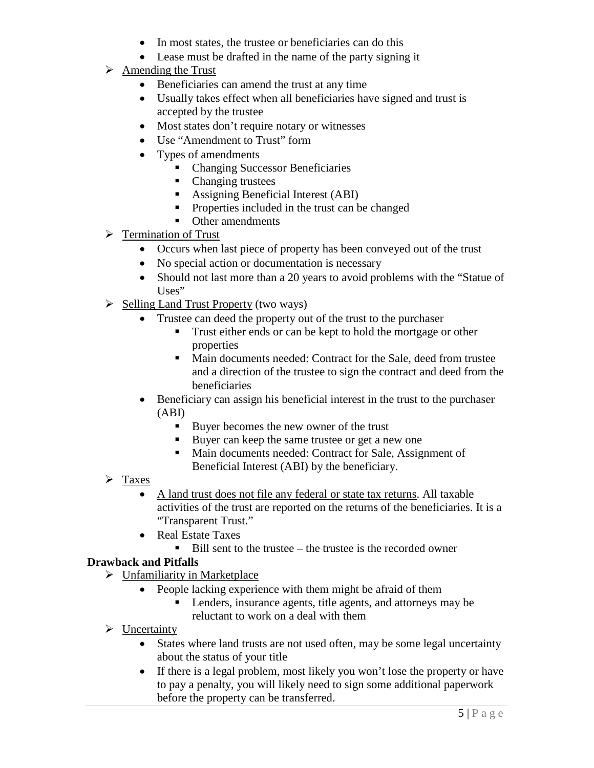- In most states, the trustee or beneficiaries can do this
- Lease must be drafted in the name of the party signing it

- Amending the Trust
  - Beneficiaries can amend the trust at any time
  - Usually takes effect when all beneficiaries have signed and trust is accepted by the trustee
  - Most states don't require notary or witnesses
  - Use "Amendment to Trust" form
  - Types of amendments
    - Changing Successor Beneficiaries
    - Changing trustees
    - Assigning Beneficial Interest (ABI)
    - Properties included in the trust can be changed
    - Other amendments
- Termination of Trust
  - Occurs when last piece of property has been conveyed out of the trust
  - No special action or documentation is necessary
  - Should not last more than a 20 years to avoid problems with the "Statue of Uses"
- Selling Land Trust Property (two ways)
  - Trustee can deed the property out of the trust to the purchaser
    - Trust either ends or can be kept to hold the mortgage or other properties
    - Main documents needed: Contract for the Sale, deed from trustee and a direction of the trustee to sign the contract and deed from the beneficiaries
  - Beneficiary can assign his beneficial interest in the trust to the purchaser (ABI)
    - Buyer becomes the new owner of the trust
    - Buyer can keep the same trustee or get a new one
    - Main documents needed: Contract for Sale, Assignment of Beneficial Interest (ABI) by the beneficiary.
- Taxes
  - A land trust does not file any federal or state tax returns. All taxable activities of the trust are reported on the returns of the beneficiaries. It is a "Transparent Trust."
  - Real Estate Taxes
    - Bill sent to the trustee – the trustee is the recorded owner

**Drawback and Pitfalls**

- Unfamiliarity in Marketplace
  - People lacking experience with them might be afraid of them
    - Lenders, insurance agents, title agents, and attorneys may be reluctant to work on a deal with them
- Uncertainty
  - States where land trusts are not used often, may be some legal uncertainty about the status of your title
  - If there is a legal problem, most likely you won't lose the property or have to pay a penalty, you will likely need to sign some additional paperwork before the property can be transferred.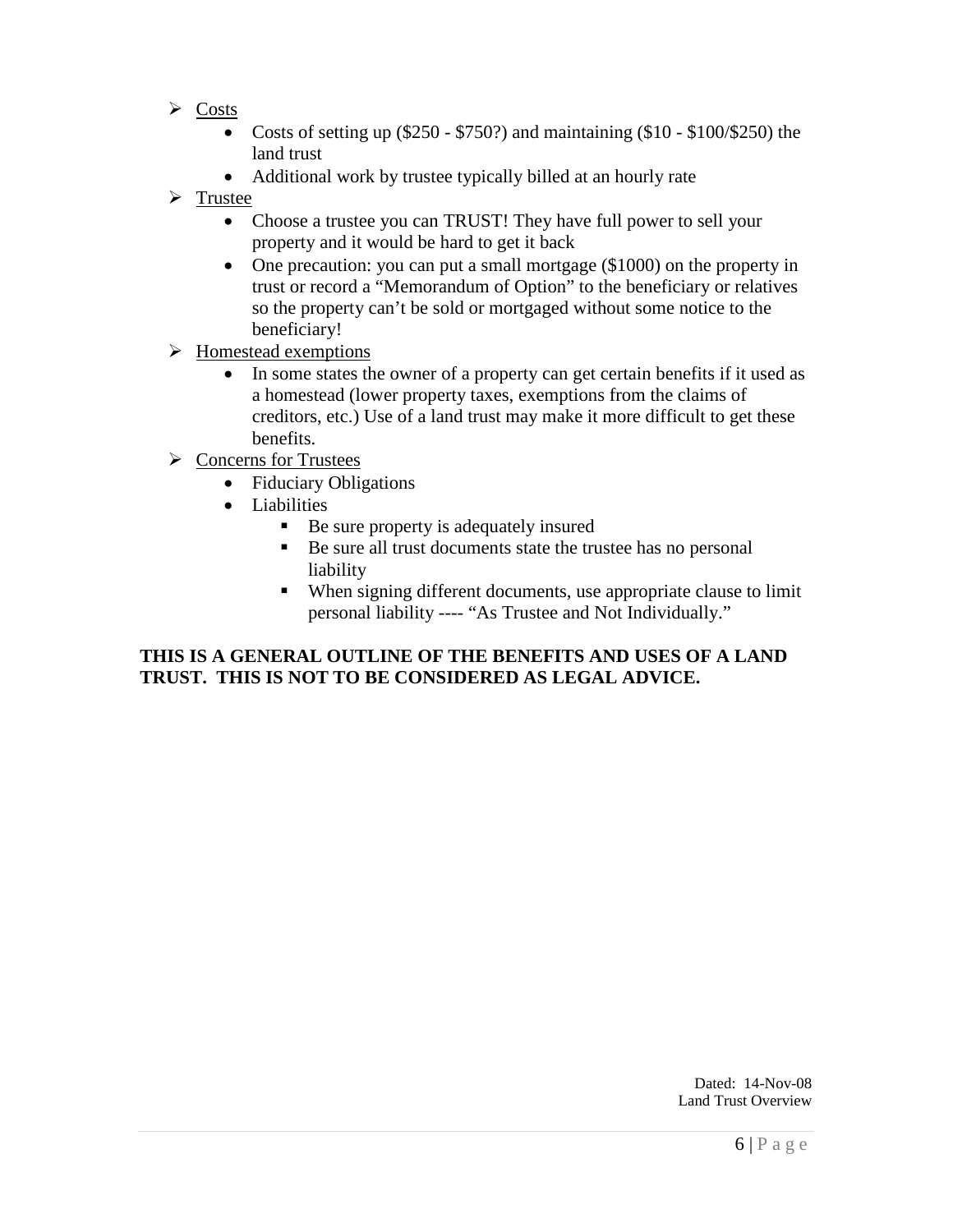- <u>Costs</u>
  - Costs of setting up ($250 - $750?) and maintaining ($10 - $100/$250) the land trust
  - Additional work by trustee typically billed at an hourly rate
- <u>Trustee</u>
  - Choose a trustee you can TRUST! They have full power to sell your property and it would be hard to get it back
  - One precaution: you can put a small mortgage ($1000) on the property in trust or record a "Memorandum of Option" to the beneficiary or relatives so the property can't be sold or mortgaged without some notice to the beneficiary!
- <u>Homestead exemptions</u>
  - In some states the owner of a property can get certain benefits if it used as a homestead (lower property taxes, exemptions from the claims of creditors, etc.) Use of a land trust may make it more difficult to get these benefits.
- <u>Concerns for Trustees</u>
  - Fiduciary Obligations
  - Liabilities
    - Be sure property is adequately insured
    - Be sure all trust documents state the trustee has no personal liability
    - When signing different documents, use appropriate clause to limit personal liability ---- "As Trustee and Not Individually."

**THIS IS A GENERAL OUTLINE OF THE BENEFITS AND USES OF A LAND TRUST. THIS IS NOT TO BE CONSIDERED AS LEGAL ADVICE.**

Dated: 14-Nov-08
Land Trust Overview